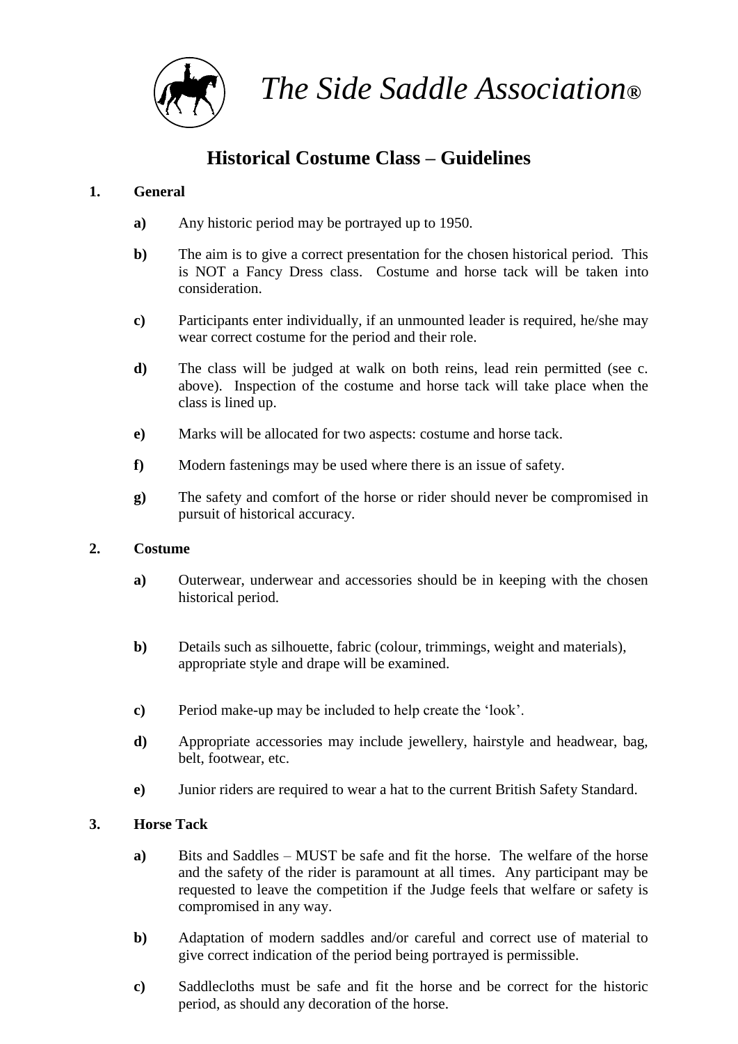*The Side Saddle Association®*

# Historical Costume Class – Guidelines

## 1. General

**a)** Any historic period may be portrayed up to 1950.

**b)** The aim is to give a correct presentation for the chosen historical period. This is NOT a Fancy Dress class. Costume and horse tack will be taken into consideration.

**c)** Participants enter individually, if an unmounted leader is required, he/she may wear correct costume for the period and their role.

**d)** The class will be judged at walk on both reins, lead rein permitted (see c. above). Inspection of the costume and horse tack will take place when the class is lined up.

**e)** Marks will be allocated for two aspects: costume and horse tack.

**f)** Modern fastenings may be used where there is an issue of safety.

**g)** The safety and comfort of the horse or rider should never be compromised in pursuit of historical accuracy.

## 2. Costume

**a)** Outerwear, underwear and accessories should be in keeping with the chosen historical period.

**b)** Details such as silhouette, fabric (colour, trimmings, weight and materials), appropriate style and drape will be examined.

**c)** Period make-up may be included to help create the 'look'.

**d)** Appropriate accessories may include jewellery, hairstyle and headwear, bag, belt, footwear, etc.

**e)** Junior riders are required to wear a hat to the current British Safety Standard.

## 3. Horse Tack

**a)** Bits and Saddles – MUST be safe and fit the horse. The welfare of the horse and the safety of the rider is paramount at all times. Any participant may be requested to leave the competition if the Judge feels that welfare or safety is compromised in any way.

**b)** Adaptation of modern saddles and/or careful and correct use of material to give correct indication of the period being portrayed is permissible.

**c)** Saddlecloths must be safe and fit the horse and be correct for the historic period, as should any decoration of the horse.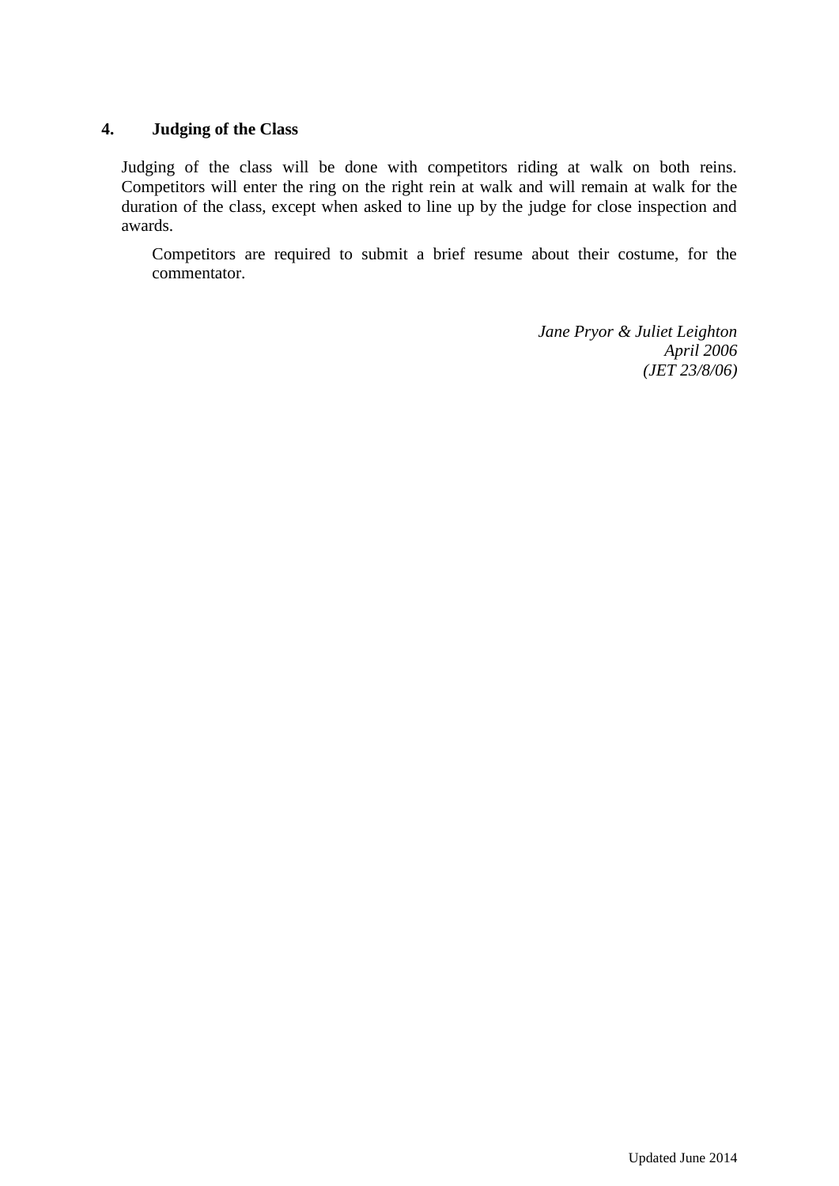## 4. Judging of the Class

Judging of the class will be done with competitors riding at walk on both reins. Competitors will enter the ring on the right rein at walk and will remain at walk for the duration of the class, except when asked to line up by the judge for close inspection and awards.

Competitors are required to submit a brief resume about their costume, for the commentator.

*Jane Pryor & Juliet Leighton*
*April 2006*
*(JET 23/8/06)*

Updated June 2014